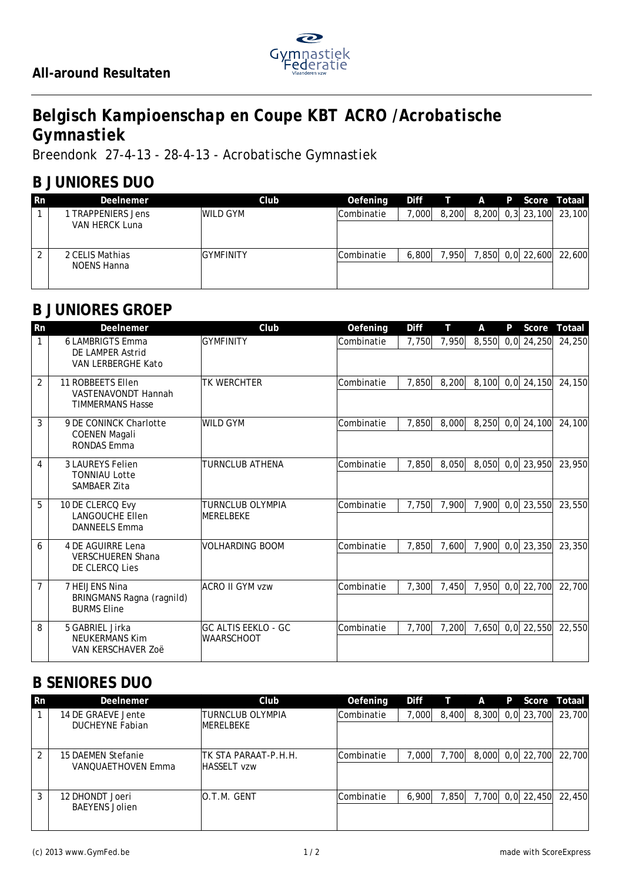## All-around Resultaten

# Belgisch Kampioenschap en Coupe KBT ACRO /Acrobatische Gymnastiek

Breendonk 27-4-13 - 28-4-13 - Acrobatische Gymnastiek

## B JUNIORES DUO

| Rn | Deelnemer | Club | Oefening | Diff | T | A | P | Score | Totaal |
|---|---|---|---|---|---|---|---|---|---|
| 1 | 1 TRAPPENIERS Jens<br>VAN HERCK Luna | WILD GYM | Combinatie | 7,000 | 8,200 | 8,200 | 0,3 | 23,100 | 23,100 |
| 2 | 2 CELIS Mathias<br>NOENS Hanna | GYMFINITY | Combinatie | 6,800 | 7,950 | 7,850 | 0,0 | 22,600 | 22,600 |

## B JUNIORES GROEP

| Rn | Deelnemer | Club | Oefening | Diff | T | A | P | Score | Totaal |
|---|---|---|---|---|---|---|---|---|---|
| 1 | 6 LAMBRIGTS Emma<br>DE LAMPER Astrid<br>VAN LERBERGHE Kato | GYMFINITY | Combinatie | 7,750 | 7,950 | 8,550 | 0,0 | 24,250 | 24,250 |
| 2 | 11 ROBBEETS Ellen<br>VASTENAVONDT Hannah<br>TIMMERMANS Hasse | TK WERCHTER | Combinatie | 7,850 | 8,200 | 8,100 | 0,0 | 24,150 | 24,150 |
| 3 | 9 DE CONINCK Charlotte<br>COENEN Magali<br>RONDAS Emma | WILD GYM | Combinatie | 7,850 | 8,000 | 8,250 | 0,0 | 24,100 | 24,100 |
| 4 | 3 LAUREYS Felien<br>TONNIAU Lotte<br>SAMBAER Zita | TURNCLUB ATHENA | Combinatie | 7,850 | 8,050 | 8,050 | 0,0 | 23,950 | 23,950 |
| 5 | 10 DE CLERCQ Evy<br>LANGOUCHE Ellen<br>DANNEELS Emma | TURNCLUB OLYMPIA MERELBEKE | Combinatie | 7,750 | 7,900 | 7,900 | 0,0 | 23,550 | 23,550 |
| 6 | 4 DE AGUIRRE Lena<br>VERSCHUEREN Shana<br>DE CLERCQ Lies | VOLHARDING BOOM | Combinatie | 7,850 | 7,600 | 7,900 | 0,0 | 23,350 | 23,350 |
| 7 | 7 HEIJENS Nina<br>BRINGMANS Ragna (ragnild)<br>BURMS Eline | ACRO II GYM vzw | Combinatie | 7,300 | 7,450 | 7,950 | 0,0 | 22,700 | 22,700 |
| 8 | 5 GABRIEL Jirka<br>NEUKERMANS Kim<br>VAN KERSCHAVER Zoë | GC ALTIS EEKLO - GC WAARSCHOOT | Combinatie | 7,700 | 7,200 | 7,650 | 0,0 | 22,550 | 22,550 |

## B SENIORES DUO

| Rn | Deelnemer | Club | Oefening | Diff | T | A | P | Score | Totaal |
|---|---|---|---|---|---|---|---|---|---|
| 1 | 14 DE GRAEVE Jente<br>DUCHEYNE Fabian | TURNCLUB OLYMPIA MERELBEKE | Combinatie | 7,000 | 8,400 | 8,300 | 0,0 | 23,700 | 23,700 |
| 2 | 15 DAEMEN Stefanie<br>VANQUAETHOVEN Emma | TK STA PARAAT-P.H.H. HASSELT vzw | Combinatie | 7,000 | 7,700 | 8,000 | 0,0 | 22,700 | 22,700 |
| 3 | 12 DHONDT Joeri<br>BAEYENS Jolien | O.T.M. GENT | Combinatie | 6,900 | 7,850 | 7,700 | 0,0 | 22,450 | 22,450 |

(c) 2013 www.GymFed.be — made with ScoreExpress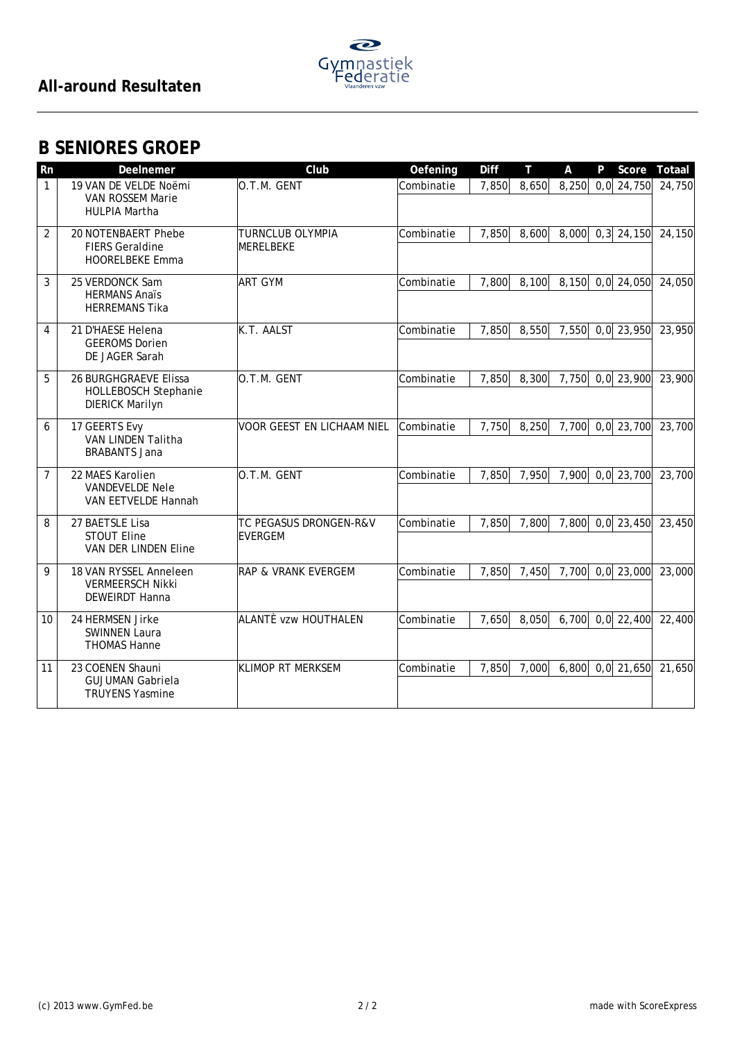## All-around Resultaten

## B SENIORES GROEP

| Rn | Deelnemer | Club | Oefening | Diff | T | A | P | Score | Totaal |
|---|---|---|---|---|---|---|---|---|---|
| 1 | 19 VAN DE VELDE Noëmi<br>VAN ROSSEM Marie<br>HULPIA Martha | O.T.M. GENT | Combinatie | 7,850 | 8,650 | 8,250 | 0,0 | 24,750 | 24,750 |
| 2 | 20 NOTENBAERT Phebe<br>FIERS Geraldine<br>HOORELBEKE Emma | TURNCLUB OLYMPIA MERELBEKE | Combinatie | 7,850 | 8,600 | 8,000 | 0,3 | 24,150 | 24,150 |
| 3 | 25 VERDONCK Sam<br>HERMANS Anaïs<br>HERREMANS Tika | ART GYM | Combinatie | 7,800 | 8,100 | 8,150 | 0,0 | 24,050 | 24,050 |
| 4 | 21 D'HAESE Helena<br>GEEROMS Dorien<br>DE JAGER Sarah | K.T. AALST | Combinatie | 7,850 | 8,550 | 7,550 | 0,0 | 23,950 | 23,950 |
| 5 | 26 BURGHGRAEVE Elissa<br>HOLLEBOSCH Stephanie<br>DIERICK Marilyn | O.T.M. GENT | Combinatie | 7,850 | 8,300 | 7,750 | 0,0 | 23,900 | 23,900 |
| 6 | 17 GEERTS Evy<br>VAN LINDEN Talitha<br>BRABANTS Jana | VOOR GEEST EN LICHAAM NIEL | Combinatie | 7,750 | 8,250 | 7,700 | 0,0 | 23,700 | 23,700 |
| 7 | 22 MAES Karolien<br>VANDEVELDE Nele<br>VAN EETVELDE Hannah | O.T.M. GENT | Combinatie | 7,850 | 7,950 | 7,900 | 0,0 | 23,700 | 23,700 |
| 8 | 27 BAETSLE Lisa<br>STOUT Eline<br>VAN DER LINDEN Eline | TC PEGASUS DRONGEN-R&V EVERGEM | Combinatie | 7,850 | 7,800 | 7,800 | 0,0 | 23,450 | 23,450 |
| 9 | 18 VAN RYSSEL Anneleen<br>VERMEERSCH Nikki<br>DEWEIRDT Hanna | RAP & VRANK EVERGEM | Combinatie | 7,850 | 7,450 | 7,700 | 0,0 | 23,000 | 23,000 |
| 10 | 24 HERMSEN Jirke<br>SWINNEN Laura<br>THOMAS Hanne | ALANTÈ vzw HOUTHALEN | Combinatie | 7,650 | 8,050 | 6,700 | 0,0 | 22,400 | 22,400 |
| 11 | 23 COENEN Shauni<br>GUJUMAN Gabriela<br>TRUYENS Yasmine | KLIMOP RT MERKSEM | Combinatie | 7,850 | 7,000 | 6,800 | 0,0 | 21,650 | 21,650 |